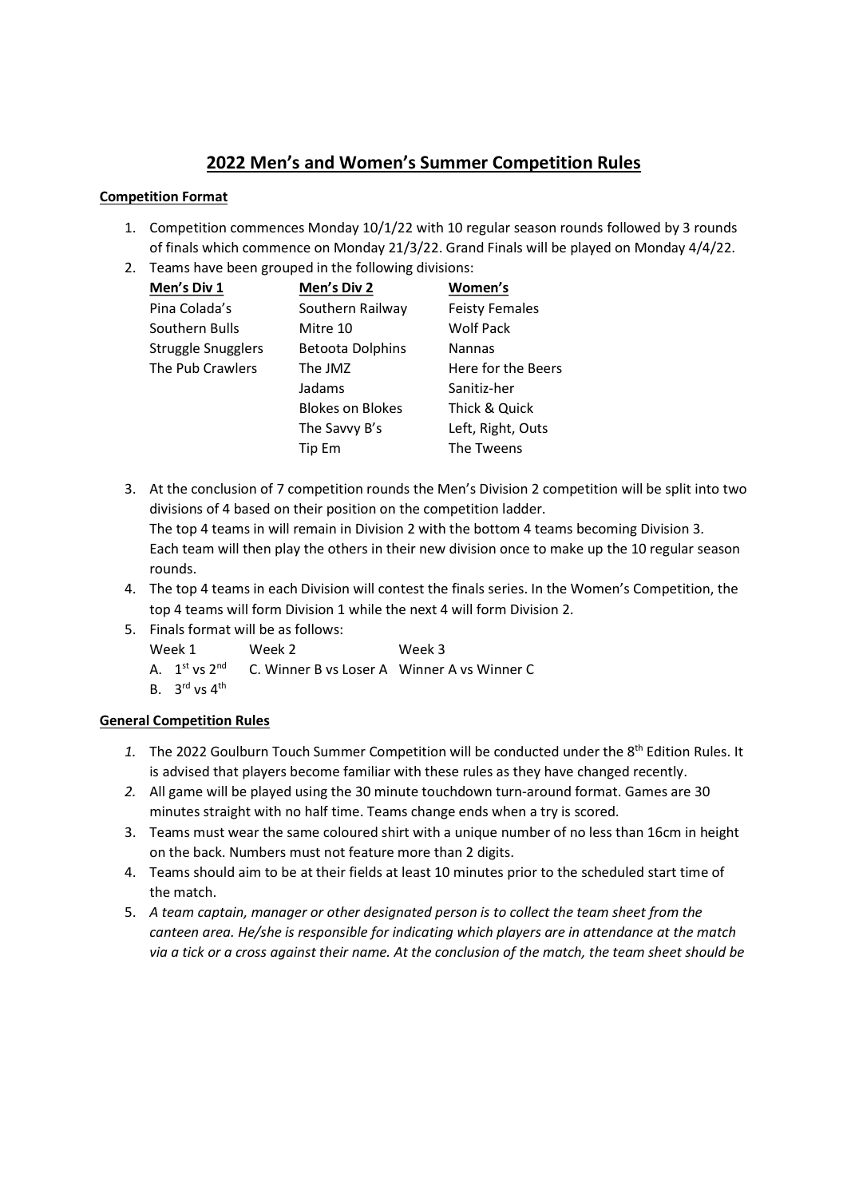# 2022 Men's and Women's Summer Competition Rules

**Competition Format**

1. Competition commences Monday 10/1/22 with 10 regular season rounds followed by 3 rounds of finals which commence on Monday 21/3/22. Grand Finals will be played on Monday 4/4/22.
2. Teams have been grouped in the following divisions:

| **Men's Div 1** | **Men's Div 2** | **Women's** |
|---|---|---|
| Pina Colada's | Southern Railway | Feisty Females |
| Southern Bulls | Mitre 10 | Wolf Pack |
| Struggle Snugglers | Betoota Dolphins | Nannas |
| The Pub Crawlers | The JMZ | Here for the Beers |
| | Jadams | Sanitiz-her |
| | Blokes on Blokes | Thick & Quick |
| | The Savvy B's | Left, Right, Outs |
| | Tip Em | The Tweens |

3. At the conclusion of 7 competition rounds the Men's Division 2 competition will be split into two divisions of 4 based on their position on the competition ladder.
   The top 4 teams in will remain in Division 2 with the bottom 4 teams becoming Division 3.
   Each team will then play the others in their new division once to make up the 10 regular season rounds.
4. The top 4 teams in each Division will contest the finals series. In the Women's Competition, the top 4 teams will form Division 1 while the next 4 will form Division 2.
5. Finals format will be as follows:

| Week 1 | Week 2 | Week 3 |
|---|---|---|
| A. 1st vs 2nd | C. Winner B vs Loser A | Winner A vs Winner C |
| B. 3rd vs 4th | | |

**General Competition Rules**

1. The 2022 Goulburn Touch Summer Competition will be conducted under the 8th Edition Rules. It is advised that players become familiar with these rules as they have changed recently.
2. All game will be played using the 30 minute touchdown turn-around format. Games are 30 minutes straight with no half time. Teams change ends when a try is scored.
3. Teams must wear the same coloured shirt with a unique number of no less than 16cm in height on the back. Numbers must not feature more than 2 digits.
4. Teams should aim to be at their fields at least 10 minutes prior to the scheduled start time of the match.
5. *A team captain, manager or other designated person is to collect the team sheet from the canteen area. He/she is responsible for indicating which players are in attendance at the match via a tick or a cross against their name. At the conclusion of the match, the team sheet should be*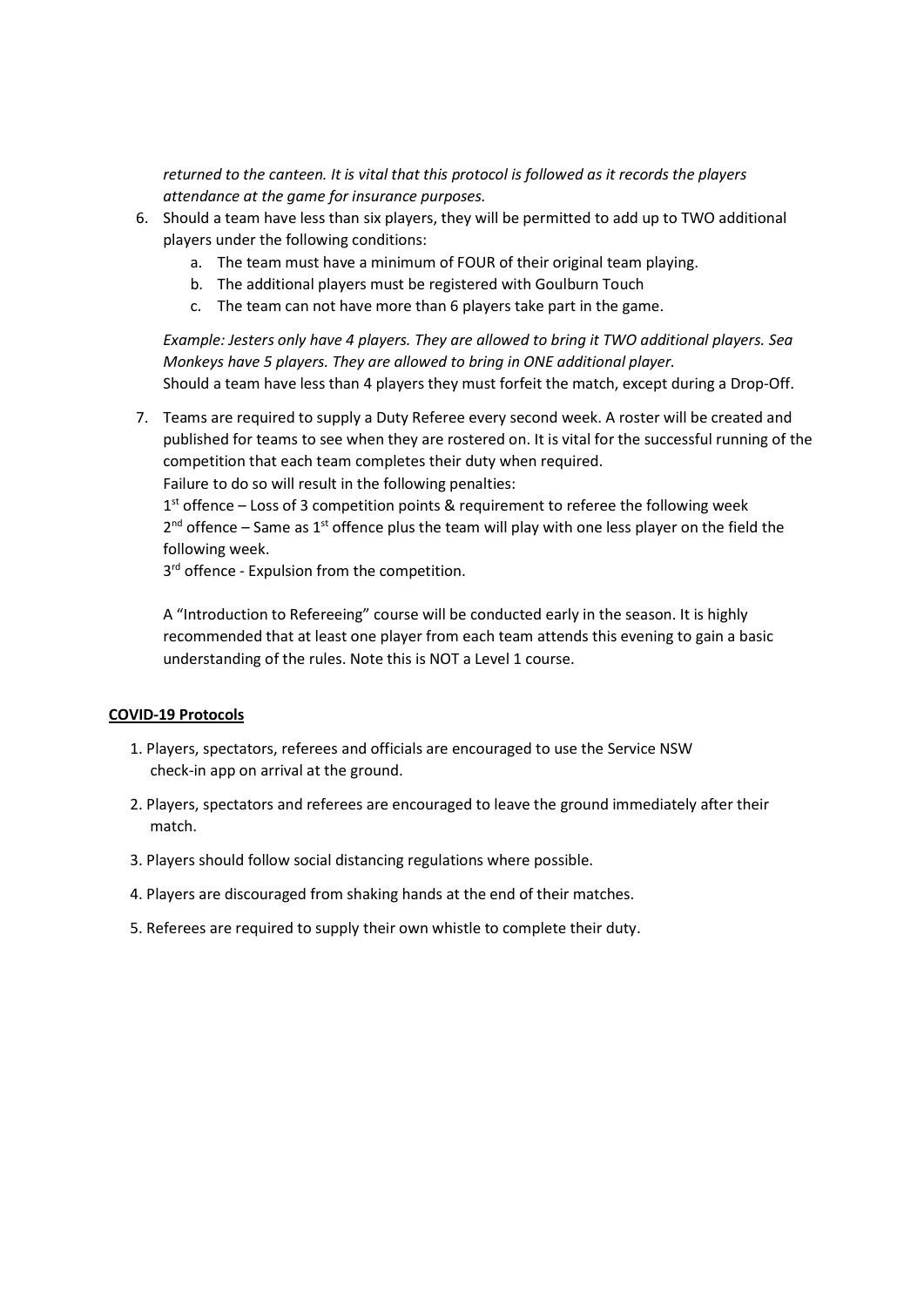*returned to the canteen. It is vital that this protocol is followed as it records the players attendance at the game for insurance purposes.*

6. Should a team have less than six players, they will be permitted to add up to TWO additional players under the following conditions:
    a. The team must have a minimum of FOUR of their original team playing.
    b. The additional players must be registered with Goulburn Touch
    c. The team can not have more than 6 players take part in the game.

    *Example: Jesters only have 4 players. They are allowed to bring it TWO additional players. Sea Monkeys have 5 players. They are allowed to bring in ONE additional player.*
    Should a team have less than 4 players they must forfeit the match, except during a Drop-Off.

7. Teams are required to supply a Duty Referee every second week. A roster will be created and published for teams to see when they are rostered on. It is vital for the successful running of the competition that each team completes their duty when required.
    Failure to do so will result in the following penalties:
    1st offence – Loss of 3 competition points & requirement to referee the following week
    2nd offence – Same as 1st offence plus the team will play with one less player on the field the following week.
    3rd offence - Expulsion from the competition.

    A "Introduction to Refereeing" course will be conducted early in the season. It is highly recommended that at least one player from each team attends this evening to gain a basic understanding of the rules. Note this is NOT a Level 1 course.

**COVID-19 Protocols**

1. Players, spectators, referees and officials are encouraged to use the Service NSW check-in app on arrival at the ground.
2. Players, spectators and referees are encouraged to leave the ground immediately after their match.
3. Players should follow social distancing regulations where possible.
4. Players are discouraged from shaking hands at the end of their matches.
5. Referees are required to supply their own whistle to complete their duty.